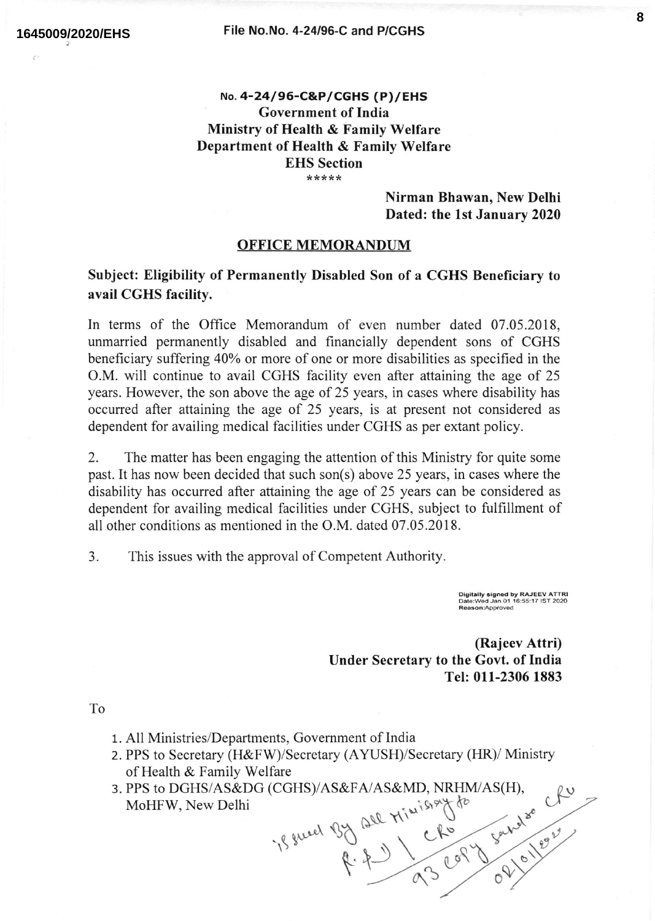1645009/2020/EHS

File No.No. 4-24/96-C and P/CGHS

**No. 4-24/96-C&P/CGHS (P)/EHS**
**Government of India**
**Ministry of Health & Family Welfare**
**Department of Health & Family Welfare**
**EHS Section**
\*\*\*\*\*

**Nirman Bhawan, New Delhi**
**Dated: the 1st January 2020**

## OFFICE MEMORANDUM

**Subject: Eligibility of Permanently Disabled Son of a CGHS Beneficiary to avail CGHS facility.**

In terms of the Office Memorandum of even number dated 07.05.2018, unmarried permanently disabled and financially dependent sons of CGHS beneficiary suffering 40% or more of one or more disabilities as specified in the O.M. will continue to avail CGHS facility even after attaining the age of 25 years. However, the son above the age of 25 years, in cases where disability has occurred after attaining the age of 25 years, is at present not considered as dependent for availing medical facilities under CGHS as per extant policy.

2. The matter has been engaging the attention of this Ministry for quite some past. It has now been decided that such son(s) above 25 years, in cases where the disability has occurred after attaining the age of 25 years can be considered as dependent for availing medical facilities under CGHS, subject to fulfillment of all other conditions as mentioned in the O.M. dated 07.05.2018.

3. This issues with the approval of Competent Authority.

Digitally signed by RAJEEV ATTRI
Date:Wed Jan 01 16:55:17 IST 2020
Reason:Approved

**(Rajeev Attri)**
**Under Secretary to the Govt. of India**
**Tel: 011-2306 1883**

To

1. All Ministries/Departments, Government of India
2. PPS to Secretary (H&FW)/Secretary (AYUSH)/Secretary (HR)/ Ministry of Health & Family Welfare
3. PPS to DGHS/AS&DG (CGHS)/AS&FA/AS&MD, NRHM/AS(H), MoHFW, New Delhi

Issued by all Ministry to R.R.) | CRU 93 copy sent to CRU 02/01/2020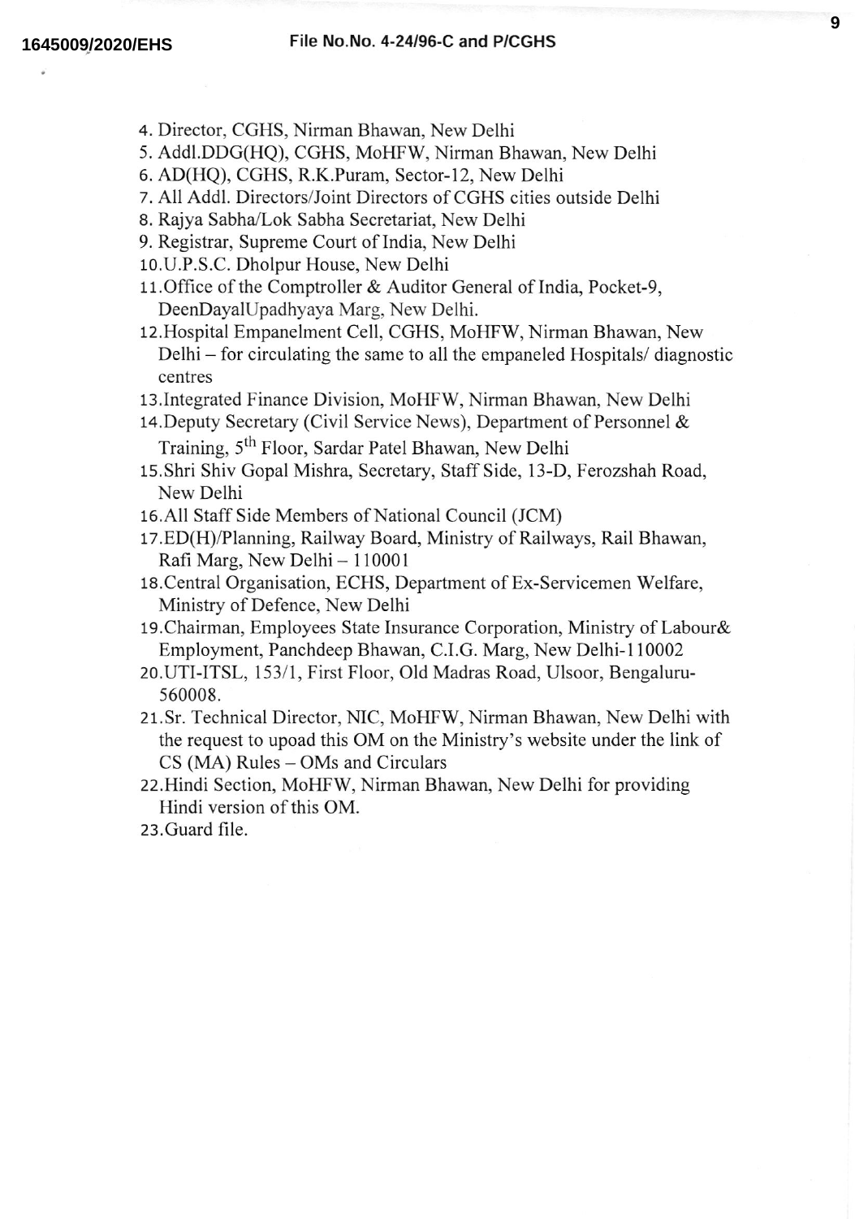4. Director, CGHS, Nirman Bhawan, New Delhi
5. Addl.DDG(HQ), CGHS, MoHFW, Nirman Bhawan, New Delhi
6. AD(HQ), CGHS, R.K.Puram, Sector-12, New Delhi
7. All Addl. Directors/Joint Directors of CGHS cities outside Delhi
8. Rajya Sabha/Lok Sabha Secretariat, New Delhi
9. Registrar, Supreme Court of India, New Delhi
10. U.P.S.C. Dholpur House, New Delhi
11. Office of the Comptroller & Auditor General of India, Pocket-9, DeenDayalUpadhyaya Marg, New Delhi.
12. Hospital Empanelment Cell, CGHS, MoHFW, Nirman Bhawan, New Delhi – for circulating the same to all the empaneled Hospitals/ diagnostic centres
13. Integrated Finance Division, MoHFW, Nirman Bhawan, New Delhi
14. Deputy Secretary (Civil Service News), Department of Personnel & Training, 5th Floor, Sardar Patel Bhawan, New Delhi
15. Shri Shiv Gopal Mishra, Secretary, Staff Side, 13-D, Ferozshah Road, New Delhi
16. All Staff Side Members of National Council (JCM)
17. ED(H)/Planning, Railway Board, Ministry of Railways, Rail Bhawan, Rafi Marg, New Delhi – 110001
18. Central Organisation, ECHS, Department of Ex-Servicemen Welfare, Ministry of Defence, New Delhi
19. Chairman, Employees State Insurance Corporation, Ministry of Labour& Employment, Panchdeep Bhawan, C.I.G. Marg, New Delhi-110002
20. UTI-ITSL, 153/1, First Floor, Old Madras Road, Ulsoor, Bengaluru-560008.
21. Sr. Technical Director, NIC, MoHFW, Nirman Bhawan, New Delhi with the request to upoad this OM on the Ministry's website under the link of CS (MA) Rules – OMs and Circulars
22. Hindi Section, MoHFW, Nirman Bhawan, New Delhi for providing Hindi version of this OM.
23. Guard file.